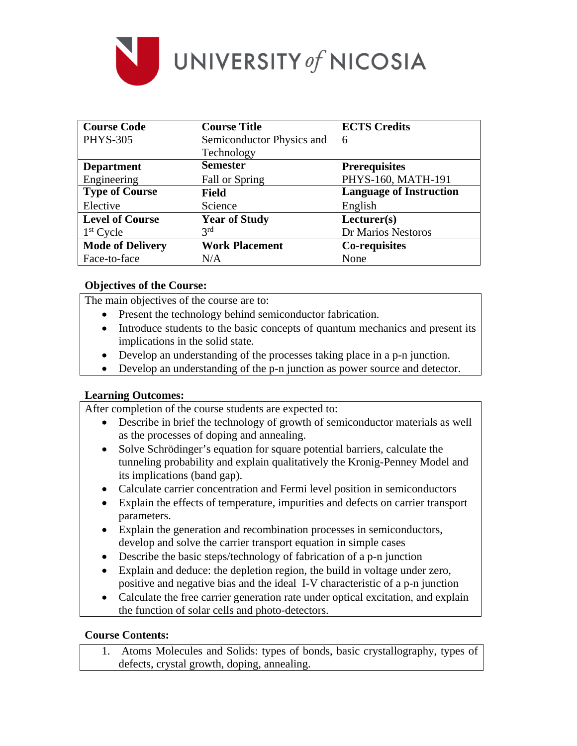# UNIVERSITY of NICOSIA

| Course Code | Course Title | ECTS Credits |
|---|---|---|
| PHYS-305 | Semiconductor Physics and Technology | 6 |
| **Department** | **Semester** | **Prerequisites** |
| Engineering | Fall or Spring | PHYS-160, MATH-191 |
| **Type of Course** | **Field** | **Language of Instruction** |
| Elective | Science | English |
| **Level of Course** | **Year of Study** | **Lecturer(s)** |
| 1st Cycle | 3rd | Dr Marios Nestoros |
| **Mode of Delivery** | **Work Placement** | **Co-requisites** |
| Face-to-face | N/A | None |

### Objectives of the Course:

The main objectives of the course are to:

- Present the technology behind semiconductor fabrication.
- Introduce students to the basic concepts of quantum mechanics and present its implications in the solid state.
- Develop an understanding of the processes taking place in a p-n junction.
- Develop an understanding of the p-n junction as power source and detector.

### Learning Outcomes:

After completion of the course students are expected to:

- Describe in brief the technology of growth of semiconductor materials as well as the processes of doping and annealing.
- Solve Schrödinger's equation for square potential barriers, calculate the tunneling probability and explain qualitatively the Kronig-Penney Model and its implications (band gap).
- Calculate carrier concentration and Fermi level position in semiconductors
- Explain the effects of temperature, impurities and defects on carrier transport parameters.
- Explain the generation and recombination processes in semiconductors, develop and solve the carrier transport equation in simple cases
- Describe the basic steps/technology of fabrication of a p-n junction
- Explain and deduce: the depletion region, the build in voltage under zero, positive and negative bias and the ideal I-V characteristic of a p-n junction
- Calculate the free carrier generation rate under optical excitation, and explain the function of solar cells and photo-detectors.

### Course Contents:

1. Atoms Molecules and Solids: types of bonds, basic crystallography, types of defects, crystal growth, doping, annealing.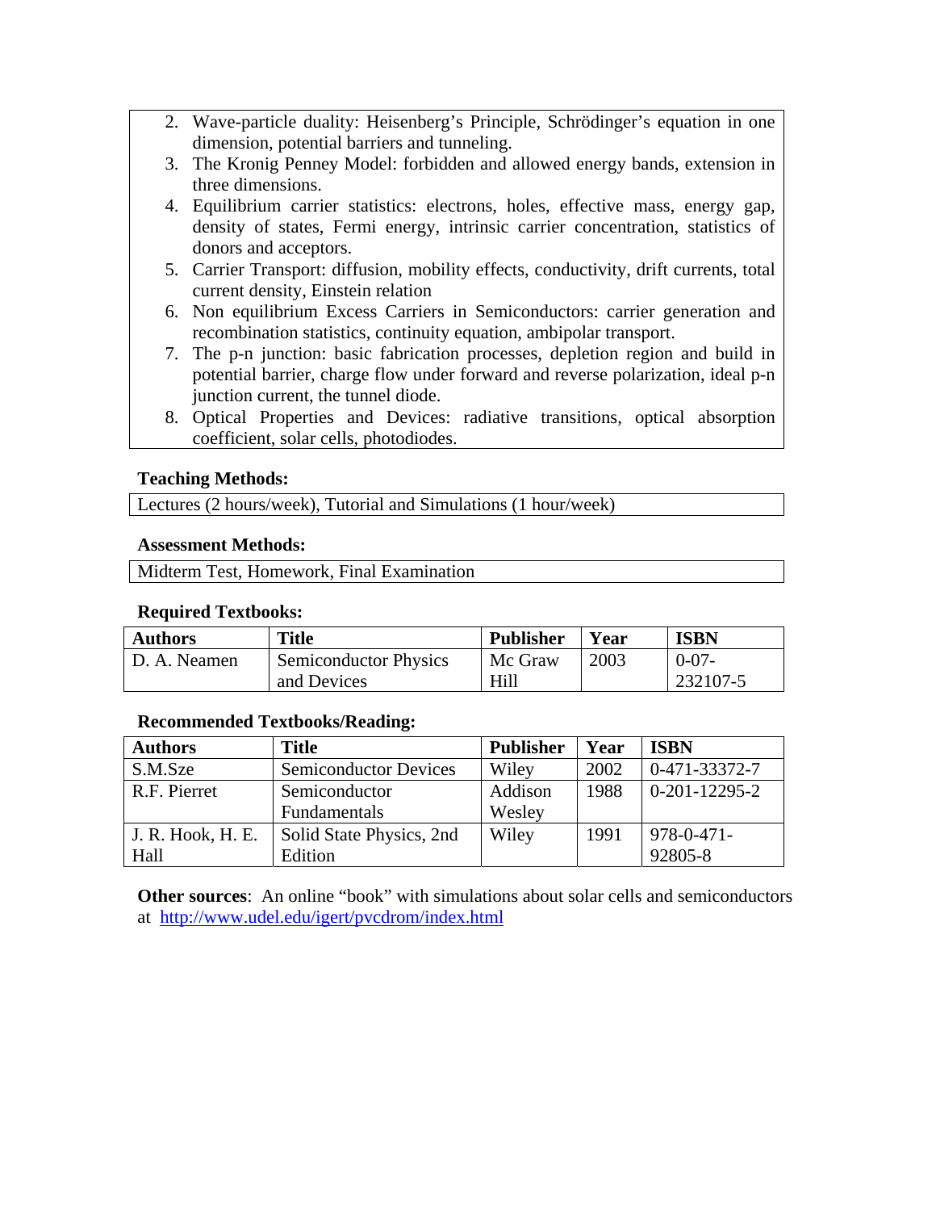2. Wave-particle duality: Heisenberg's Principle, Schrödinger's equation in one dimension, potential barriers and tunneling.
3. The Kronig Penney Model: forbidden and allowed energy bands, extension in three dimensions.
4. Equilibrium carrier statistics: electrons, holes, effective mass, energy gap, density of states, Fermi energy, intrinsic carrier concentration, statistics of donors and acceptors.
5. Carrier Transport: diffusion, mobility effects, conductivity, drift currents, total current density, Einstein relation
6. Non equilibrium Excess Carriers in Semiconductors: carrier generation and recombination statistics, continuity equation, ambipolar transport.
7. The p-n junction: basic fabrication processes, depletion region and build in potential barrier, charge flow under forward and reverse polarization, ideal p-n junction current, the tunnel diode.
8. Optical Properties and Devices: radiative transitions, optical absorption coefficient, solar cells, photodiodes.

**Teaching Methods:**

Lectures (2 hours/week), Tutorial and Simulations (1 hour/week)

**Assessment Methods:**

Midterm Test, Homework, Final Examination

**Required Textbooks:**

| Authors | Title | Publisher | Year | ISBN |
|---|---|---|---|---|
| D. A. Neamen | Semiconductor Physics and Devices | Mc Graw Hill | 2003 | 0-07-232107-5 |

**Recommended Textbooks/Reading:**

| Authors | Title | Publisher | Year | ISBN |
|---|---|---|---|---|
| S.M.Sze | Semiconductor Devices | Wiley | 2002 | 0-471-33372-7 |
| R.F. Pierret | Semiconductor Fundamentals | Addison Wesley | 1988 | 0-201-12295-2 |
| J. R. Hook, H. E. Hall | Solid State Physics, 2nd Edition | Wiley | 1991 | 978-0-471-92805-8 |

**Other sources**: An online "book" with simulations about solar cells and semiconductors at http://www.udel.edu/igert/pvcdrom/index.html